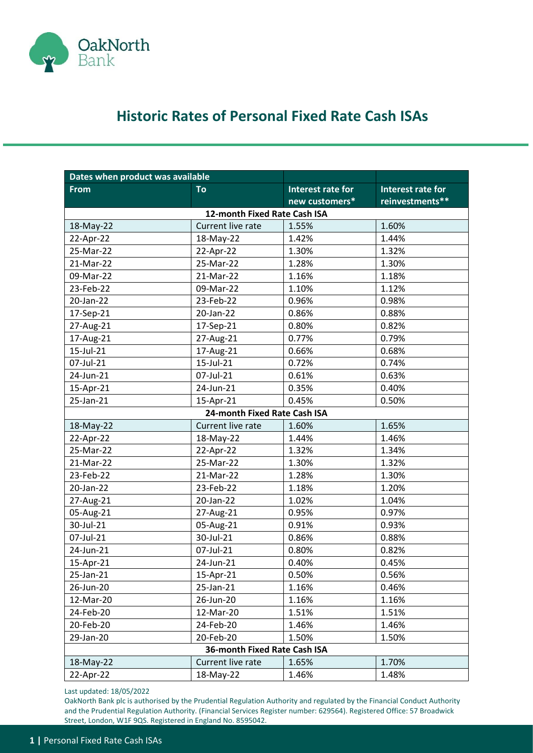# Historic Rates of Personal Fixed Rate Cash ISAs

| Dates when product was available | | | |
|---|---|---|---|
| **From** | **To** | **Interest rate for new customers*** | **Interest rate for reinvestments**** |
| **12-month Fixed Rate Cash ISA** | | | |
| 18-May-22 | Current live rate | 1.55% | 1.60% |
| 22-Apr-22 | 18-May-22 | 1.42% | 1.44% |
| 25-Mar-22 | 22-Apr-22 | 1.30% | 1.32% |
| 21-Mar-22 | 25-Mar-22 | 1.28% | 1.30% |
| 09-Mar-22 | 21-Mar-22 | 1.16% | 1.18% |
| 23-Feb-22 | 09-Mar-22 | 1.10% | 1.12% |
| 20-Jan-22 | 23-Feb-22 | 0.96% | 0.98% |
| 17-Sep-21 | 20-Jan-22 | 0.86% | 0.88% |
| 27-Aug-21 | 17-Sep-21 | 0.80% | 0.82% |
| 17-Aug-21 | 27-Aug-21 | 0.77% | 0.79% |
| 15-Jul-21 | 17-Aug-21 | 0.66% | 0.68% |
| 07-Jul-21 | 15-Jul-21 | 0.72% | 0.74% |
| 24-Jun-21 | 07-Jul-21 | 0.61% | 0.63% |
| 15-Apr-21 | 24-Jun-21 | 0.35% | 0.40% |
| 25-Jan-21 | 15-Apr-21 | 0.45% | 0.50% |
| **24-month Fixed Rate Cash ISA** | | | |
| 18-May-22 | Current live rate | 1.60% | 1.65% |
| 22-Apr-22 | 18-May-22 | 1.44% | 1.46% |
| 25-Mar-22 | 22-Apr-22 | 1.32% | 1.34% |
| 21-Mar-22 | 25-Mar-22 | 1.30% | 1.32% |
| 23-Feb-22 | 21-Mar-22 | 1.28% | 1.30% |
| 20-Jan-22 | 23-Feb-22 | 1.18% | 1.20% |
| 27-Aug-21 | 20-Jan-22 | 1.02% | 1.04% |
| 05-Aug-21 | 27-Aug-21 | 0.95% | 0.97% |
| 30-Jul-21 | 05-Aug-21 | 0.91% | 0.93% |
| 07-Jul-21 | 30-Jul-21 | 0.86% | 0.88% |
| 24-Jun-21 | 07-Jul-21 | 0.80% | 0.82% |
| 15-Apr-21 | 24-Jun-21 | 0.40% | 0.45% |
| 25-Jan-21 | 15-Apr-21 | 0.50% | 0.56% |
| 26-Jun-20 | 25-Jan-21 | 1.16% | 0.46% |
| 12-Mar-20 | 26-Jun-20 | 1.16% | 1.16% |
| 24-Feb-20 | 12-Mar-20 | 1.51% | 1.51% |
| 20-Feb-20 | 24-Feb-20 | 1.46% | 1.46% |
| 29-Jan-20 | 20-Feb-20 | 1.50% | 1.50% |
| **36-month Fixed Rate Cash ISA** | | | |
| 18-May-22 | Current live rate | 1.65% | 1.70% |
| 22-Apr-22 | 18-May-22 | 1.46% | 1.48% |

Last updated: 18/05/2022

OakNorth Bank plc is authorised by the Prudential Regulation Authority and regulated by the Financial Conduct Authority and the Prudential Regulation Authority. (Financial Services Register number: 629564). Registered Office: 57 Broadwick Street, London, W1F 9QS. Registered in England No. 8595042.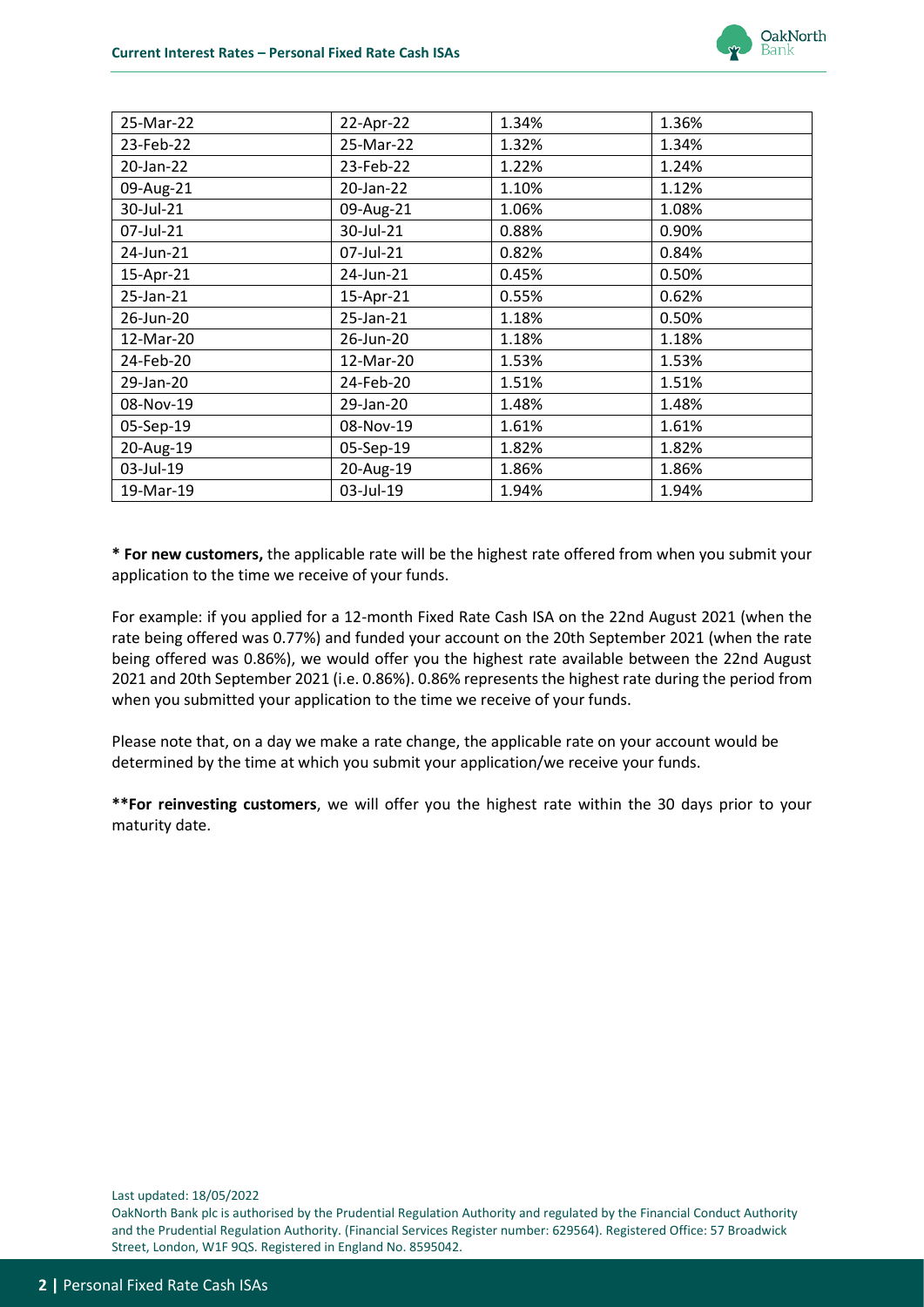| | | | |
|---|---|---|---|
| 25-Mar-22 | 22-Apr-22 | 1.34% | 1.36% |
| 23-Feb-22 | 25-Mar-22 | 1.32% | 1.34% |
| 20-Jan-22 | 23-Feb-22 | 1.22% | 1.24% |
| 09-Aug-21 | 20-Jan-22 | 1.10% | 1.12% |
| 30-Jul-21 | 09-Aug-21 | 1.06% | 1.08% |
| 07-Jul-21 | 30-Jul-21 | 0.88% | 0.90% |
| 24-Jun-21 | 07-Jul-21 | 0.82% | 0.84% |
| 15-Apr-21 | 24-Jun-21 | 0.45% | 0.50% |
| 25-Jan-21 | 15-Apr-21 | 0.55% | 0.62% |
| 26-Jun-20 | 25-Jan-21 | 1.18% | 0.50% |
| 12-Mar-20 | 26-Jun-20 | 1.18% | 1.18% |
| 24-Feb-20 | 12-Mar-20 | 1.53% | 1.53% |
| 29-Jan-20 | 24-Feb-20 | 1.51% | 1.51% |
| 08-Nov-19 | 29-Jan-20 | 1.48% | 1.48% |
| 05-Sep-19 | 08-Nov-19 | 1.61% | 1.61% |
| 20-Aug-19 | 05-Sep-19 | 1.82% | 1.82% |
| 03-Jul-19 | 20-Aug-19 | 1.86% | 1.86% |
| 19-Mar-19 | 03-Jul-19 | 1.94% | 1.94% |

**\* For new customers,** the applicable rate will be the highest rate offered from when you submit your application to the time we receive of your funds.

For example: if you applied for a 12-month Fixed Rate Cash ISA on the 22nd August 2021 (when the rate being offered was 0.77%) and funded your account on the 20th September 2021 (when the rate being offered was 0.86%), we would offer you the highest rate available between the 22nd August 2021 and 20th September 2021 (i.e. 0.86%). 0.86% represents the highest rate during the period from when you submitted your application to the time we receive of your funds.

Please note that, on a day we make a rate change, the applicable rate on your account would be determined by the time at which you submit your application/we receive your funds.

**\*\*For reinvesting customers**, we will offer you the highest rate within the 30 days prior to your maturity date.

Last updated: 18/05/2022

OakNorth Bank plc is authorised by the Prudential Regulation Authority and regulated by the Financial Conduct Authority and the Prudential Regulation Authority. (Financial Services Register number: 629564). Registered Office: 57 Broadwick Street, London, W1F 9QS. Registered in England No. 8595042.